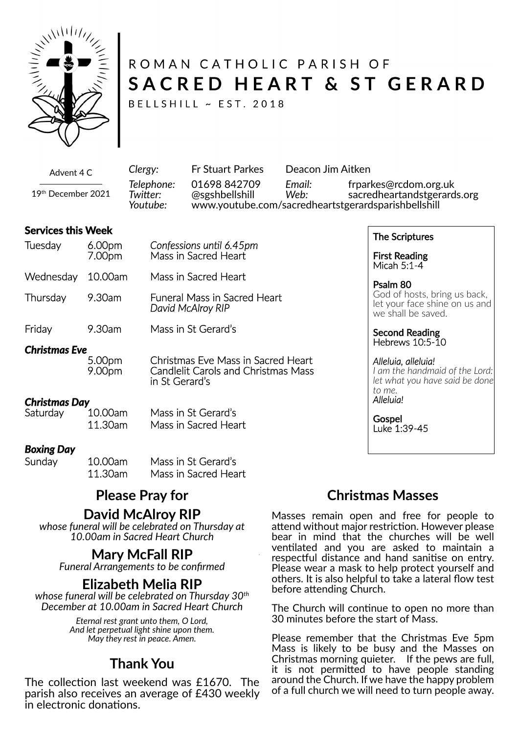# ROMAN CATHOLIC PARISH OF
# SACRED HEART & ST GERARD

BELLSHILL ~ EST. 2018

Advent 4 C

19th December 2021

| | | | |
|---|---|---|---|
| *Clergy:* | Fr Stuart Parkes | Deacon Jim Aitken | |
| *Telephone:* | 01698 842709 | *Email:* | frparkes@rcdom.org.uk |
| *Twitter:* | @sgshbellshill | *Web:* | sacredheartandstgerards.org |
| *Youtube:* | www.youtube.com/sacredheartstgerardsparishbellshill | | |

## Services this Week

| | | |
|---|---|---|
| Tuesday | 6.00pm | *Confessions until 6.45pm* |
| | 7.00pm | Mass in Sacred Heart |
| Wednesday | 10.00am | Mass in Sacred Heart |
| Thursday | 9.30am | Funeral Mass in Sacred Heart *David McAlroy RIP* |
| Friday | 9.30am | Mass in St Gerard's |
| ***Christmas Eve*** | | |
| | 5.00pm | Christmas Eve Mass in Sacred Heart |
| | 9.00pm | Candlelit Carols and Christmas Mass in St Gerard's |
| ***Christmas Day*** | | |
| Saturday | 10.00am | Mass in St Gerard's |
| | 11.30am | Mass in Sacred Heart |
| ***Boxing Day*** | | |
| Sunday | 10.00am | Mass in St Gerard's |
| | 11.30am | Mass in Sacred Heart |

**The Scriptures**

**First Reading**
Micah 5:1-4

**Psalm 80**
God of hosts, bring us back, let your face shine on us and we shall be saved.

**Second Reading**
Hebrews 10:5-10

*Alleluia, alleluia!*
*I am the handmaid of the Lord: let what you have said be done to me.*
*Alleluia!*

**Gospel**
Luke 1:39-45

## Please Pray for

### David McAlroy RIP

*whose funeral will be celebrated on Thursday at 10.00am in Sacred Heart Church*

### Mary McFall RIP

*Funeral Arrangements to be confirmed*

### Elizabeth Melia RIP

*whose funeral will be celebrated on Thursday 30th December at 10.00am in Sacred Heart Church*

*Eternal rest grant unto them, O Lord,*
*And let perpetual light shine upon them.*
*May they rest in peace. Amen.*

## Thank You

The collection last weekend was £1670. The parish also receives an average of £430 weekly in electronic donations.

## Christmas Masses

Masses remain open and free for people to attend without major restriction. However please bear in mind that the churches will be well ventilated and you are asked to maintain a respectful distance and hand sanitise on entry. Please wear a mask to help protect yourself and others. It is also helpful to take a lateral flow test before attending Church.

The Church will continue to open no more than 30 minutes before the start of Mass.

Please remember that the Christmas Eve 5pm Mass is likely to be busy and the Masses on Christmas morning quieter. If the pews are full, it is not permitted to have people standing around the Church. If we have the happy problem of a full church we will need to turn people away.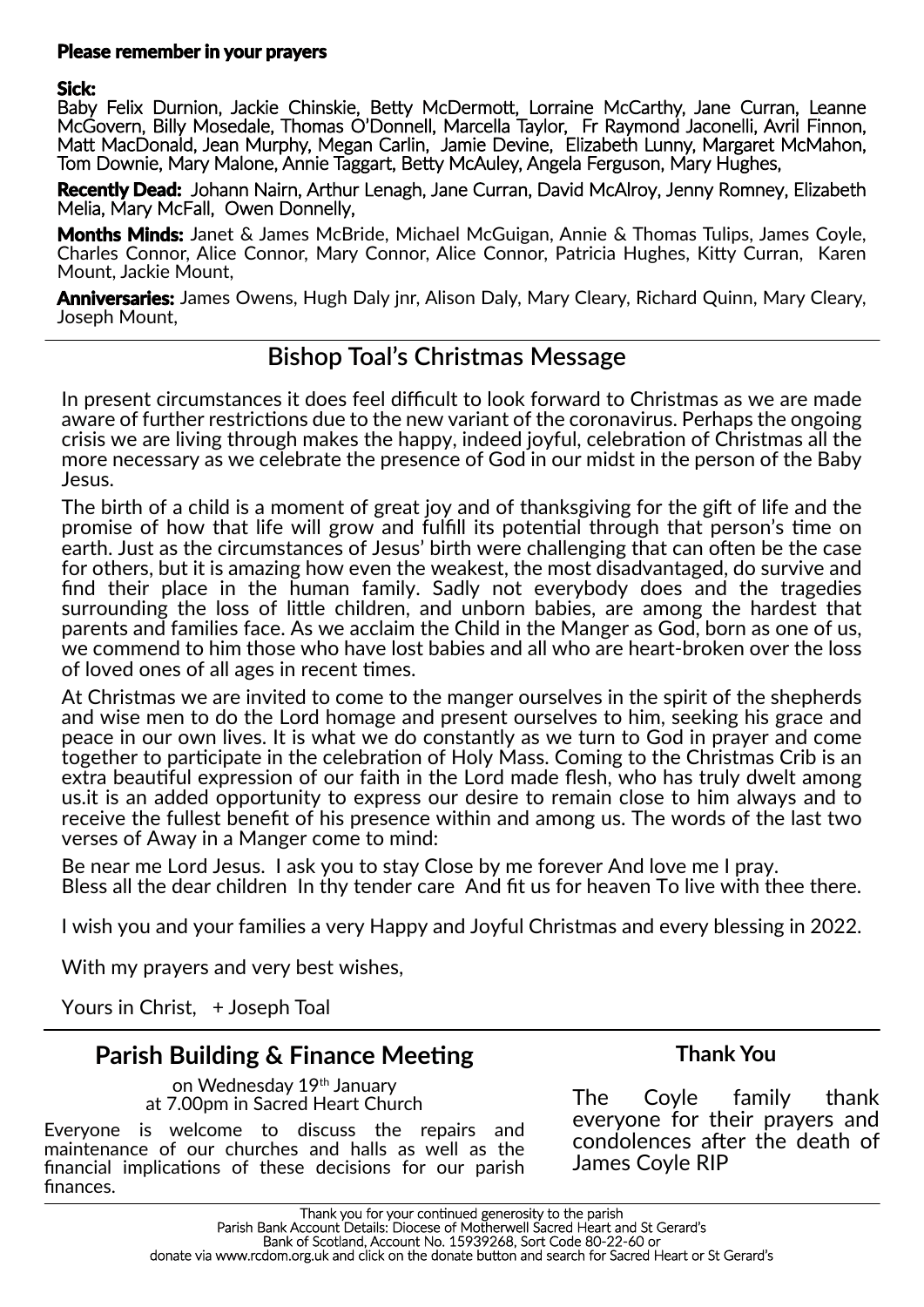**Please remember in your prayers**

**Sick:**
Baby Felix Durnion, Jackie Chinskie, Betty McDermott, Lorraine McCarthy, Jane Curran, Leanne McGovern, Billy Mosedale, Thomas O'Donnell, Marcella Taylor, Fr Raymond Jaconelli, Avril Finnon, Matt MacDonald, Jean Murphy, Megan Carlin, Jamie Devine, Elizabeth Lunny, Margaret McMahon, Tom Downie, Mary Malone, Annie Taggart, Betty McAuley, Angela Ferguson, Mary Hughes,

**Recently Dead:** Johann Nairn, Arthur Lenagh, Jane Curran, David McAlroy, Jenny Romney, Elizabeth Melia, Mary McFall, Owen Donnelly,

**Months Minds:** Janet & James McBride, Michael McGuigan, Annie & Thomas Tulips, James Coyle, Charles Connor, Alice Connor, Mary Connor, Alice Connor, Patricia Hughes, Kitty Curran, Karen Mount, Jackie Mount,

**Anniversaries:** James Owens, Hugh Daly jnr, Alison Daly, Mary Cleary, Richard Quinn, Mary Cleary, Joseph Mount,

## Bishop Toal's Christmas Message

In present circumstances it does feel difficult to look forward to Christmas as we are made aware of further restrictions due to the new variant of the coronavirus. Perhaps the ongoing crisis we are living through makes the happy, indeed joyful, celebration of Christmas all the more necessary as we celebrate the presence of God in our midst in the person of the Baby Jesus.

The birth of a child is a moment of great joy and of thanksgiving for the gift of life and the promise of how that life will grow and fulfill its potential through that person's time on earth. Just as the circumstances of Jesus' birth were challenging that can often be the case for others, but it is amazing how even the weakest, the most disadvantaged, do survive and find their place in the human family. Sadly not everybody does and the tragedies surrounding the loss of little children, and unborn babies, are among the hardest that parents and families face. As we acclaim the Child in the Manger as God, born as one of us, we commend to him those who have lost babies and all who are heart-broken over the loss of loved ones of all ages in recent times.

At Christmas we are invited to come to the manger ourselves in the spirit of the shepherds and wise men to do the Lord homage and present ourselves to him, seeking his grace and peace in our own lives. It is what we do constantly as we turn to God in prayer and come together to participate in the celebration of Holy Mass. Coming to the Christmas Crib is an extra beautiful expression of our faith in the Lord made flesh, who has truly dwelt among us.it is an added opportunity to express our desire to remain close to him always and to receive the fullest benefit of his presence within and among us. The words of the last two verses of Away in a Manger come to mind:

Be near me Lord Jesus. I ask you to stay Close by me forever And love me I pray.
Bless all the dear children In thy tender care And fit us for heaven To live with thee there.

I wish you and your families a very Happy and Joyful Christmas and every blessing in 2022.

With my prayers and very best wishes,

Yours in Christ, + Joseph Toal

## Parish Building & Finance Meeting

on Wednesday 19th January
at 7.00pm in Sacred Heart Church

Everyone is welcome to discuss the repairs and maintenance of our churches and halls as well as the financial implications of these decisions for our parish finances.

### Thank You

The Coyle family thank everyone for their prayers and condolences after the death of James Coyle RIP

Thank you for your continued generosity to the parish
Parish Bank Account Details: Diocese of Motherwell Sacred Heart and St Gerard's
Bank of Scotland, Account No. 15939268, Sort Code 80-22-60 or
donate via www.rcdom.org.uk and click on the donate button and search for Sacred Heart or St Gerard's